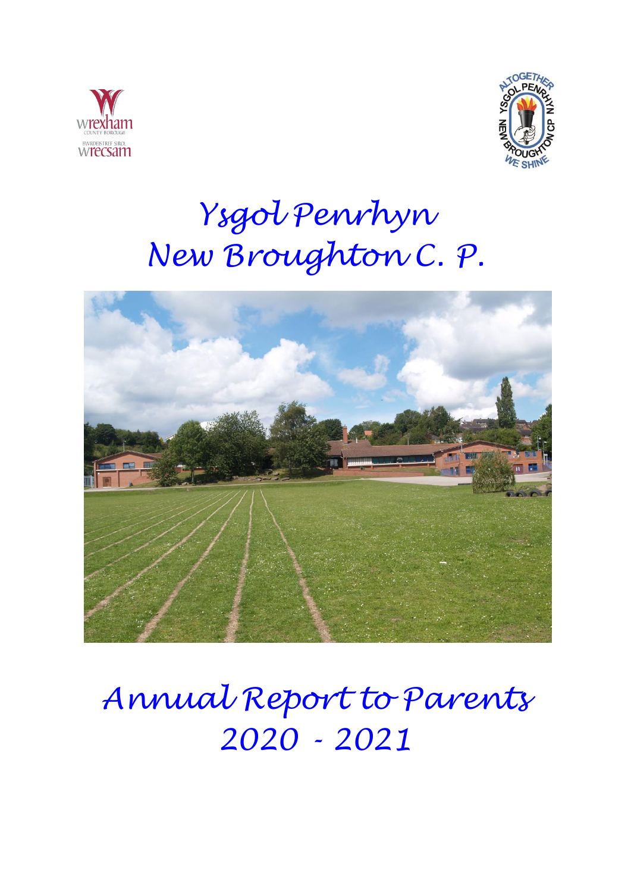# Ysgol Penrhyn
# New Broughton C. P.

# Annual Report to Parents
# 2020 - 2021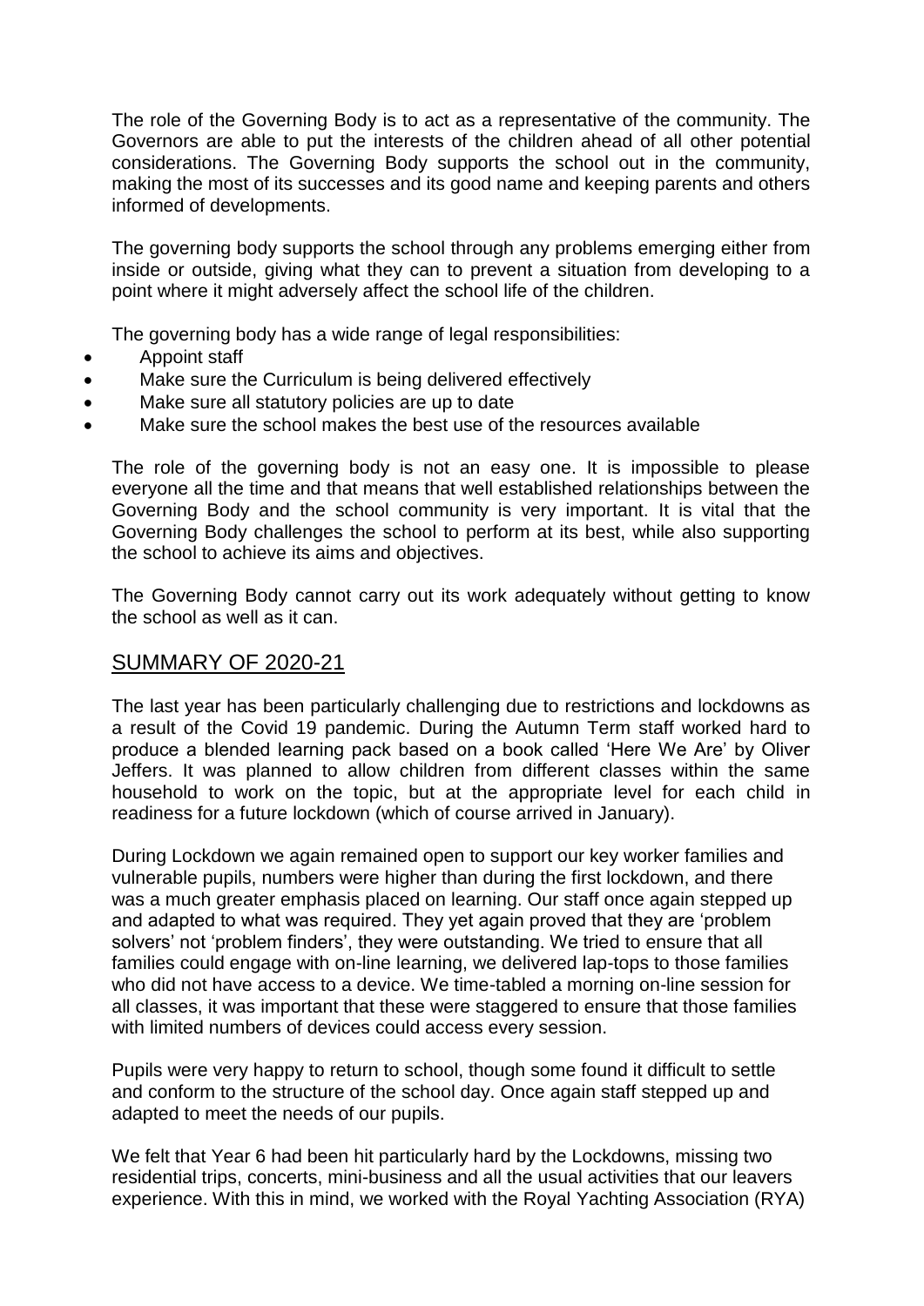The role of the Governing Body is to act as a representative of the community. The Governors are able to put the interests of the children ahead of all other potential considerations. The Governing Body supports the school out in the community, making the most of its successes and its good name and keeping parents and others informed of developments.

The governing body supports the school through any problems emerging either from inside or outside, giving what they can to prevent a situation from developing to a point where it might adversely affect the school life of the children.

The governing body has a wide range of legal responsibilities:

- Appoint staff
- Make sure the Curriculum is being delivered effectively
- Make sure all statutory policies are up to date
- Make sure the school makes the best use of the resources available

The role of the governing body is not an easy one. It is impossible to please everyone all the time and that means that well established relationships between the Governing Body and the school community is very important. It is vital that the Governing Body challenges the school to perform at its best, while also supporting the school to achieve its aims and objectives.

The Governing Body cannot carry out its work adequately without getting to know the school as well as it can.

## SUMMARY OF 2020-21

The last year has been particularly challenging due to restrictions and lockdowns as a result of the Covid 19 pandemic. During the Autumn Term staff worked hard to produce a blended learning pack based on a book called 'Here We Are' by Oliver Jeffers. It was planned to allow children from different classes within the same household to work on the topic, but at the appropriate level for each child in readiness for a future lockdown (which of course arrived in January).

During Lockdown we again remained open to support our key worker families and vulnerable pupils, numbers were higher than during the first lockdown, and there was a much greater emphasis placed on learning. Our staff once again stepped up and adapted to what was required. They yet again proved that they are 'problem solvers' not 'problem finders', they were outstanding. We tried to ensure that all families could engage with on-line learning, we delivered lap-tops to those families who did not have access to a device. We time-tabled a morning on-line session for all classes, it was important that these were staggered to ensure that those families with limited numbers of devices could access every session.

Pupils were very happy to return to school, though some found it difficult to settle and conform to the structure of the school day. Once again staff stepped up and adapted to meet the needs of our pupils.

We felt that Year 6 had been hit particularly hard by the Lockdowns, missing two residential trips, concerts, mini-business and all the usual activities that our leavers experience. With this in mind, we worked with the Royal Yachting Association (RYA)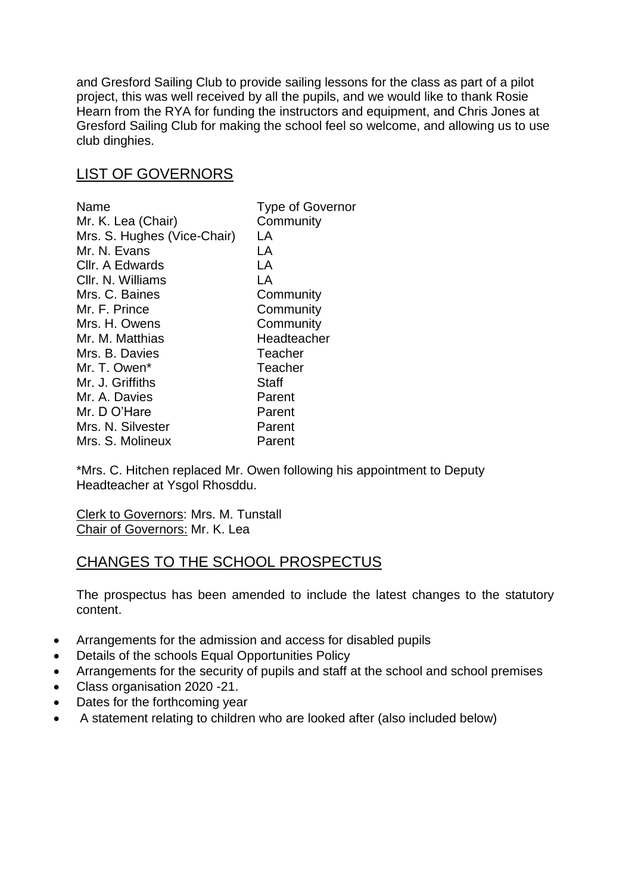and Gresford Sailing Club to provide sailing lessons for the class as part of a pilot project, this was well received by all the pupils, and we would like to thank Rosie Hearn from the RYA for funding the instructors and equipment, and Chris Jones at Gresford Sailing Club for making the school feel so welcome, and allowing us to use club dinghies.

## LIST OF GOVERNORS

| Name | Type of Governor |
|---|---|
| Mr. K. Lea (Chair) | Community |
| Mrs. S. Hughes (Vice-Chair) | LA |
| Mr. N. Evans | LA |
| Cllr. A Edwards | LA |
| Cllr. N. Williams | LA |
| Mrs. C. Baines | Community |
| Mr. F. Prince | Community |
| Mrs. H. Owens | Community |
| Mr. M. Matthias | Headteacher |
| Mrs. B. Davies | Teacher |
| Mr. T. Owen* | Teacher |
| Mr. J. Griffiths | Staff |
| Mr. A. Davies | Parent |
| Mr. D O'Hare | Parent |
| Mrs. N. Silvester | Parent |
| Mrs. S. Molineux | Parent |

*Mrs. C. Hitchen replaced Mr. Owen following his appointment to Deputy Headteacher at Ysgol Rhosddu.

Clerk to Governors: Mrs. M. Tunstall
Chair of Governors: Mr. K. Lea

## CHANGES TO THE SCHOOL PROSPECTUS

The prospectus has been amended to include the latest changes to the statutory content.

- Arrangements for the admission and access for disabled pupils
- Details of the schools Equal Opportunities Policy
- Arrangements for the security of pupils and staff at the school and school premises
- Class organisation 2020 -21.
- Dates for the forthcoming year
- A statement relating to children who are looked after (also included below)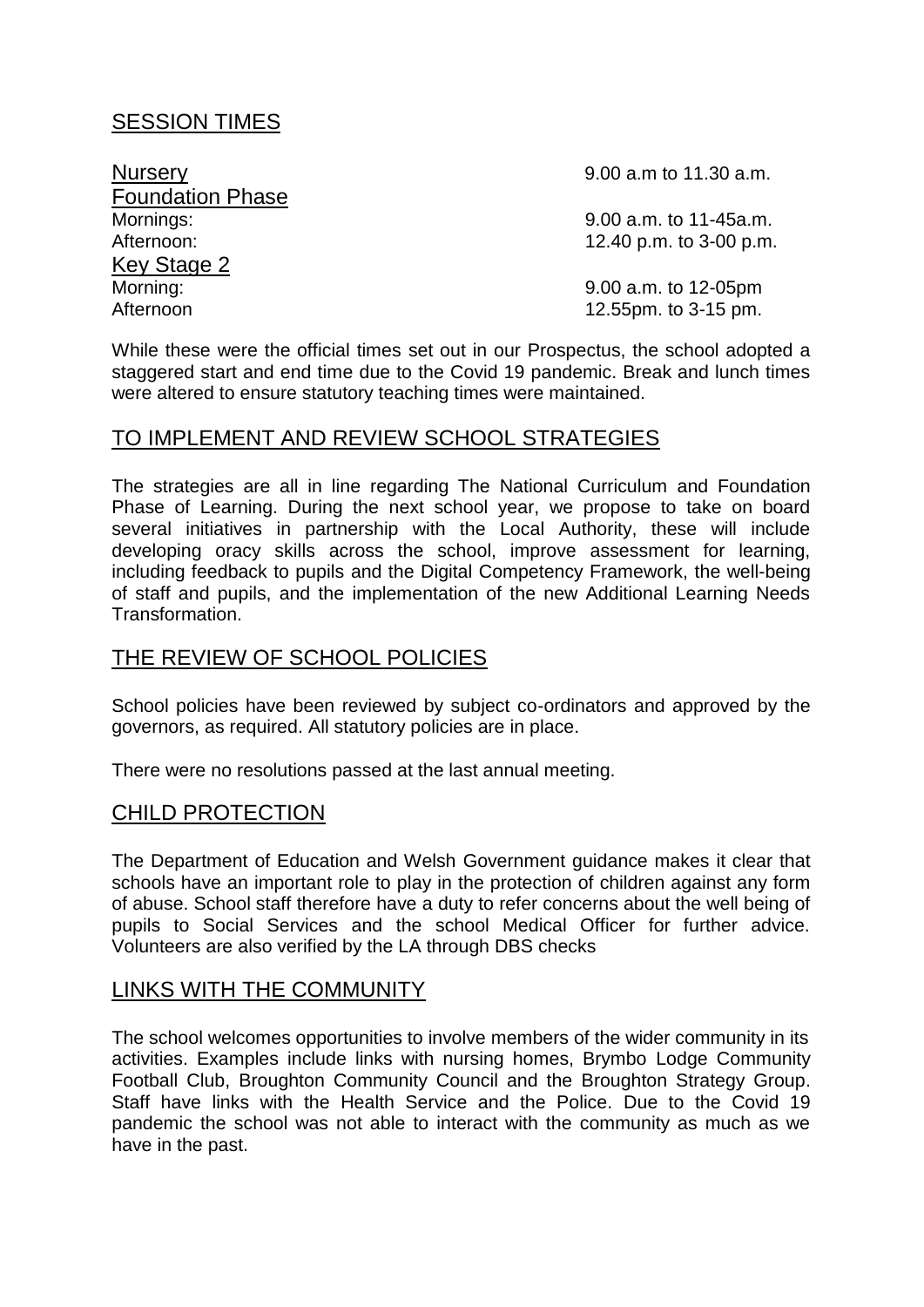## SESSION TIMES

| | |
|---|---|
| Nursery | 9.00 a.m to 11.30 a.m. |
| Foundation Phase | |
| Mornings: | 9.00 a.m. to 11-45a.m. |
| Afternoon: | 12.40 p.m. to 3-00 p.m. |
| Key Stage 2 | |
| Morning: | 9.00 a.m. to 12-05pm |
| Afternoon | 12.55pm. to 3-15 pm. |

While these were the official times set out in our Prospectus, the school adopted a staggered start and end time due to the Covid 19 pandemic. Break and lunch times were altered to ensure statutory teaching times were maintained.

## TO IMPLEMENT AND REVIEW SCHOOL STRATEGIES

The strategies are all in line regarding The National Curriculum and Foundation Phase of Learning. During the next school year, we propose to take on board several initiatives in partnership with the Local Authority, these will include developing oracy skills across the school, improve assessment for learning, including feedback to pupils and the Digital Competency Framework, the well-being of staff and pupils, and the implementation of the new Additional Learning Needs Transformation.

## THE REVIEW OF SCHOOL POLICIES

School policies have been reviewed by subject co-ordinators and approved by the governors, as required. All statutory policies are in place.

There were no resolutions passed at the last annual meeting.

## CHILD PROTECTION

The Department of Education and Welsh Government guidance makes it clear that schools have an important role to play in the protection of children against any form of abuse. School staff therefore have a duty to refer concerns about the well being of pupils to Social Services and the school Medical Officer for further advice. Volunteers are also verified by the LA through DBS checks

## LINKS WITH THE COMMUNITY

The school welcomes opportunities to involve members of the wider community in its activities. Examples include links with nursing homes, Brymbo Lodge Community Football Club, Broughton Community Council and the Broughton Strategy Group. Staff have links with the Health Service and the Police. Due to the Covid 19 pandemic the school was not able to interact with the community as much as we have in the past.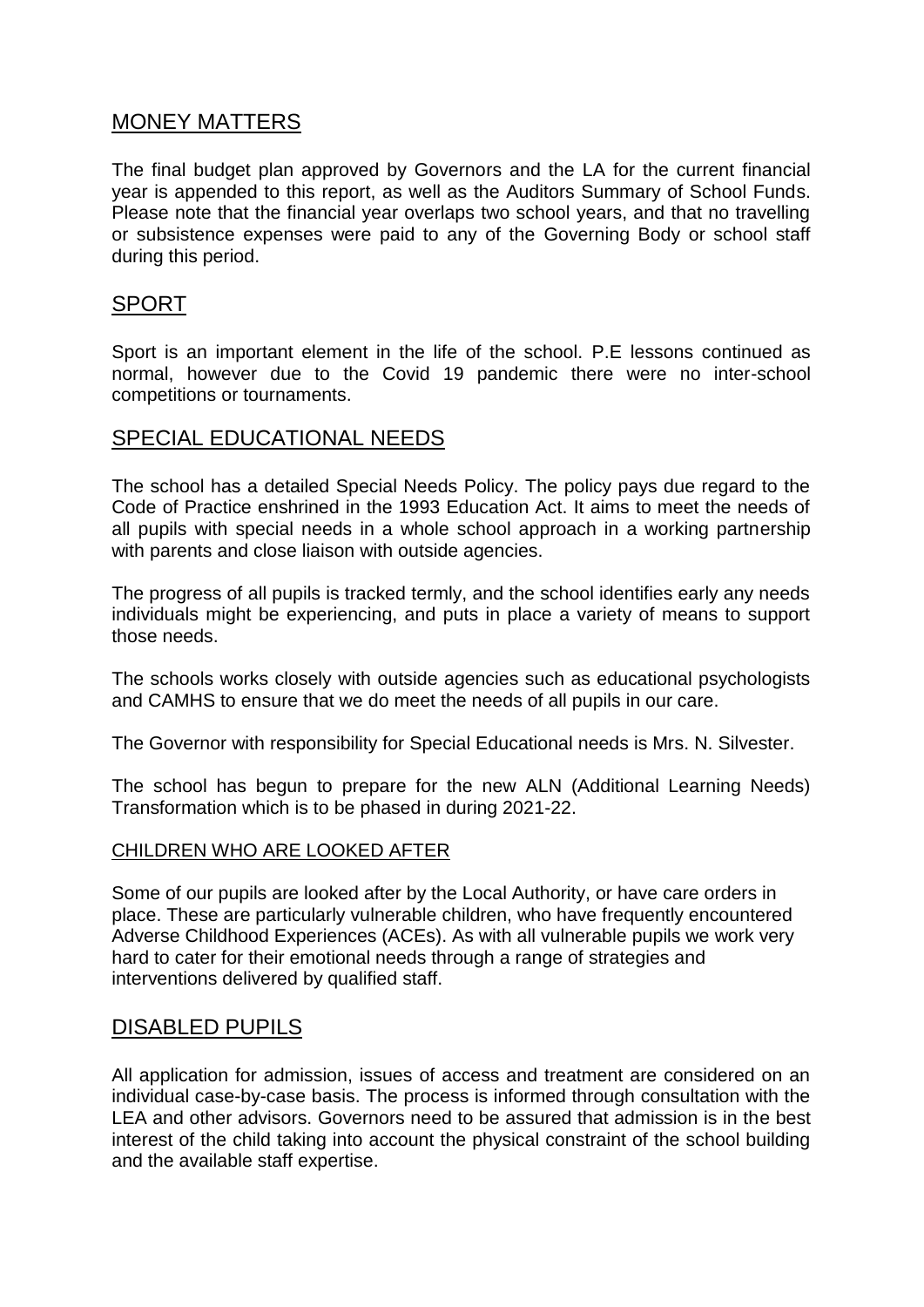## MONEY MATTERS

The final budget plan approved by Governors and the LA for the current financial year is appended to this report, as well as the Auditors Summary of School Funds. Please note that the financial year overlaps two school years, and that no travelling or subsistence expenses were paid to any of the Governing Body or school staff during this period.

## SPORT

Sport is an important element in the life of the school. P.E lessons continued as normal, however due to the Covid 19 pandemic there were no inter-school competitions or tournaments.

## SPECIAL EDUCATIONAL NEEDS

The school has a detailed Special Needs Policy. The policy pays due regard to the Code of Practice enshrined in the 1993 Education Act. It aims to meet the needs of all pupils with special needs in a whole school approach in a working partnership with parents and close liaison with outside agencies.

The progress of all pupils is tracked termly, and the school identifies early any needs individuals might be experiencing, and puts in place a variety of means to support those needs.

The schools works closely with outside agencies such as educational psychologists and CAMHS to ensure that we do meet the needs of all pupils in our care.

The Governor with responsibility for Special Educational needs is Mrs. N. Silvester.

The school has begun to prepare for the new ALN (Additional Learning Needs) Transformation which is to be phased in during 2021-22.

### CHILDREN WHO ARE LOOKED AFTER

Some of our pupils are looked after by the Local Authority, or have care orders in place. These are particularly vulnerable children, who have frequently encountered Adverse Childhood Experiences (ACEs). As with all vulnerable pupils we work very hard to cater for their emotional needs through a range of strategies and interventions delivered by qualified staff.

## DISABLED PUPILS

All application for admission, issues of access and treatment are considered on an individual case-by-case basis. The process is informed through consultation with the LEA and other advisors. Governors need to be assured that admission is in the best interest of the child taking into account the physical constraint of the school building and the available staff expertise.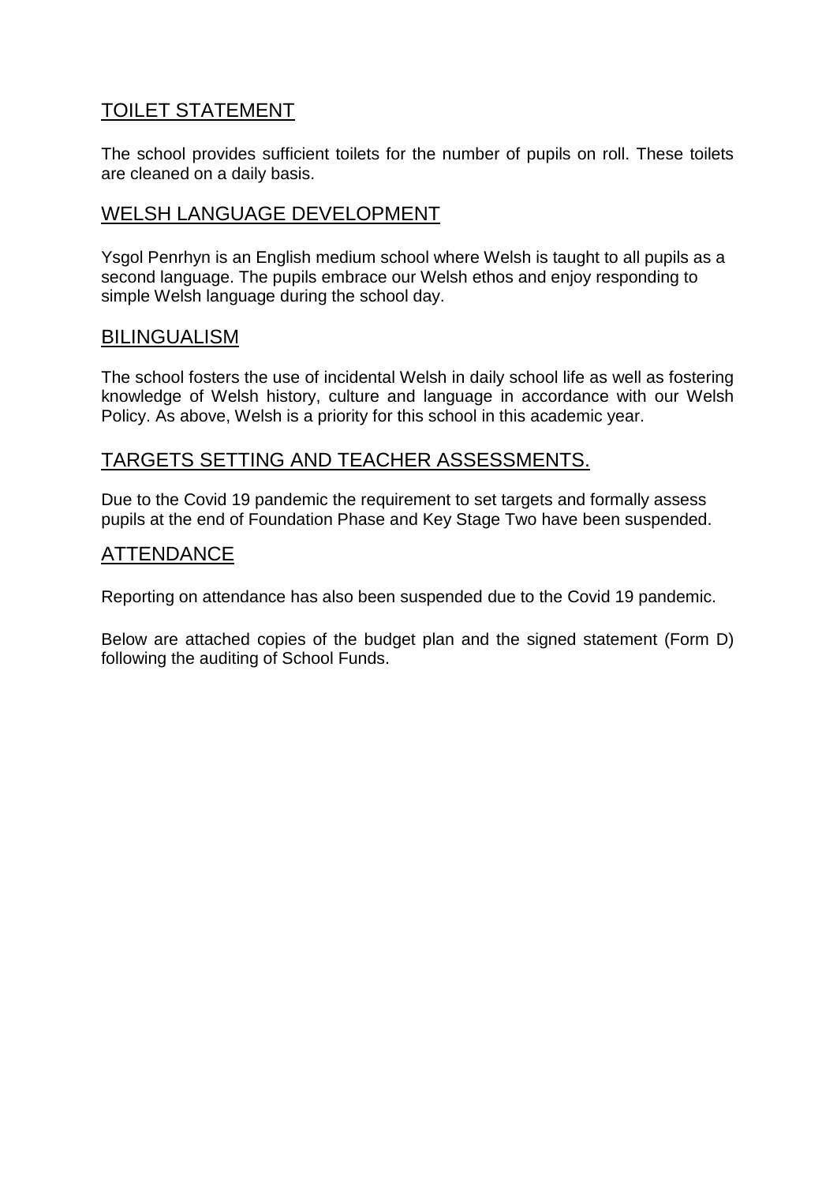## TOILET STATEMENT

The school provides sufficient toilets for the number of pupils on roll. These toilets are cleaned on a daily basis.

## WELSH LANGUAGE DEVELOPMENT

Ysgol Penrhyn is an English medium school where Welsh is taught to all pupils as a second language. The pupils embrace our Welsh ethos and enjoy responding to simple Welsh language during the school day.

## BILINGUALISM

The school fosters the use of incidental Welsh in daily school life as well as fostering knowledge of Welsh history, culture and language in accordance with our Welsh Policy. As above, Welsh is a priority for this school in this academic year.

## TARGETS SETTING AND TEACHER ASSESSMENTS.

Due to the Covid 19 pandemic the requirement to set targets and formally assess pupils at the end of Foundation Phase and Key Stage Two have been suspended.

## ATTENDANCE

Reporting on attendance has also been suspended due to the Covid 19 pandemic.

Below are attached copies of the budget plan and the signed statement (Form D) following the auditing of School Funds.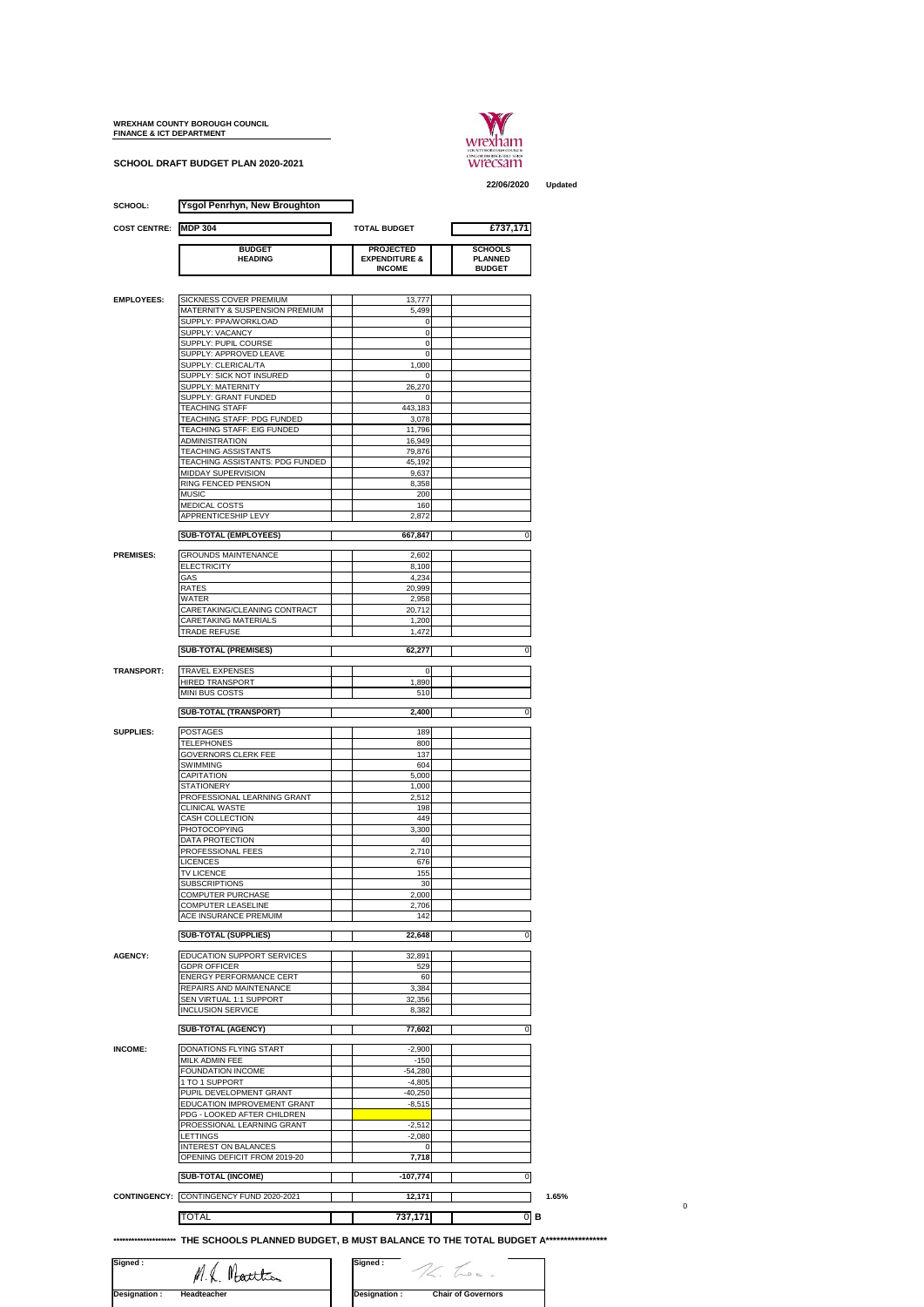**WREXHAM COUNTY BOROUGH COUNCIL**
**FINANCE & ICT DEPARTMENT**

**SCHOOL DRAFT BUDGET PLAN 2020-2021**

**22/06/2020** **Updated**

**SCHOOL:** **Ysgol Penrhyn, New Broughton**

**COST CENTRE:** **MDP 304** **TOTAL BUDGET** **£737,171**

| | BUDGET HEADING | PROJECTED EXPENDITURE & INCOME | SCHOOLS PLANNED BUDGET |
|---|---|---|---|
| **EMPLOYEES:** | SICKNESS COVER PREMIUM | 13,777 | |
| | MATERNITY & SUSPENSION PREMIUM | 5,499 | |
| | SUPPLY: PPA/WORKLOAD | 0 | |
| | SUPPLY: VACANCY | 0 | |
| | SUPPLY: PUPIL COURSE | 0 | |
| | SUPPLY: APPROVED LEAVE | 0 | |
| | SUPPLY: CLERICAL/TA | 1,000 | |
| | SUPPLY: SICK NOT INSURED | 0 | |
| | SUPPLY: MATERNITY | 26,270 | |
| | SUPPLY: GRANT FUNDED | 0 | |
| | TEACHING STAFF | 443,183 | |
| | TEACHING STAFF: PDG FUNDED | 3,078 | |
| | TEACHING STAFF: EIG FUNDED | 11,796 | |
| | ADMINISTRATION | 16,949 | |
| | TEACHING ASSISTANTS | 79,876 | |
| | TEACHING ASSISTANTS: PDG FUNDED | 45,192 | |
| | MIDDAY SUPERVISION | 9,637 | |
| | RING FENCED PENSION | 8,358 | |
| | MUSIC | 200 | |
| | MEDICAL COSTS | 160 | |
| | APPRENTICESHIP LEVY | 2,872 | |
| | **SUB-TOTAL (EMPLOYEES)** | **667,847** | 0 |
| **PREMISES:** | GROUNDS MAINTENANCE | 2,602 | |
| | ELECTRICITY | 8,100 | |
| | GAS | 4,234 | |
| | RATES | 20,999 | |
| | WATER | 2,958 | |
| | CARETAKING/CLEANING CONTRACT | 20,712 | |
| | CARETAKING MATERIALS | 1,200 | |
| | TRADE REFUSE | 1,472 | |
| | **SUB-TOTAL (PREMISES)** | **62,277** | 0 |
| **TRANSPORT:** | TRAVEL EXPENSES | 0 | |
| | HIRED TRANSPORT | 1,890 | |
| | MINI BUS COSTS | 510 | |
| | **SUB-TOTAL (TRANSPORT)** | **2,400** | 0 |
| **SUPPLIES:** | POSTAGES | 189 | |
| | TELEPHONES | 800 | |
| | GOVERNORS CLERK FEE | 137 | |
| | SWIMMING | 604 | |
| | CAPITATION | 5,000 | |
| | STATIONERY | 1,000 | |
| | PROFESSIONAL LEARNING GRANT | 2,512 | |
| | CLINICAL WASTE | 198 | |
| | CASH COLLECTION | 449 | |
| | PHOTOCOPYING | 3,300 | |
| | DATA PROTECTION | 40 | |
| | PROFESSIONAL FEES | 2,710 | |
| | LICENCES | 676 | |
| | TV LICENCE | 155 | |
| | SUBSCRIPTIONS | 30 | |
| | COMPUTER PURCHASE | 2,000 | |
| | COMPUTER LEASELINE | 2,706 | |
| | ACE INSURANCE PREMUIM | 142 | |
| | **SUB-TOTAL (SUPPLIES)** | **22,648** | 0 |
| **AGENCY:** | EDUCATION SUPPORT SERVICES | 32,891 | |
| | GDPR OFFICER | 529 | |
| | ENERGY PERFORMANCE CERT | 60 | |
| | REPAIRS AND MAINTENANCE | 3,384 | |
| | SEN VIRTUAL 1:1 SUPPORT | 32,356 | |
| | INCLUSION SERVICE | 8,382 | |
| | **SUB-TOTAL (AGENCY)** | **77,602** | 0 |
| **INCOME:** | DONATIONS FLYING START | -2,900 | |
| | MILK ADMIN FEE | -150 | |
| | FOUNDATION INCOME | -54,280 | |
| | 1 TO 1 SUPPORT | -4,805 | |
| | PUPIL DEVELOPMENT GRANT | -40,250 | |
| | EDUCATION IMPROVEMENT GRANT | -8,515 | |
| | PDG - LOOKED AFTER CHILDREN | | |
| | PROESSIONAL LEARNING GRANT | -2,512 | |
| | LETTINGS | -2,080 | |
| | INTEREST ON BALANCES | 0 | |
| | OPENING DEFICIT FROM 2019-20 | **7,718** | |
| | **SUB-TOTAL (INCOME)** | **-107,774** | 0 |
| **CONTINGENCY:** | CONTINGENCY FUND 2020-2021 | **12,171** | |
| | TOTAL | **737,171** | 0 **B** |

1.65%

0

**\*\*\*\*\*\*\*\*\*\*\*\*\*\*\*\*\*\*\*\*\* THE SCHOOLS PLANNED BUDGET, B MUST BALANCE TO THE TOTAL BUDGET A\*\*\*\*\*\*\*\*\*\*\*\*\*\*\*\*\***

| Signed : | M. L. Matthias | Signed : | |
|---|---|---|---|
| **Designation :** | **Headteacher** | **Designation :** | **Chair of Governors** |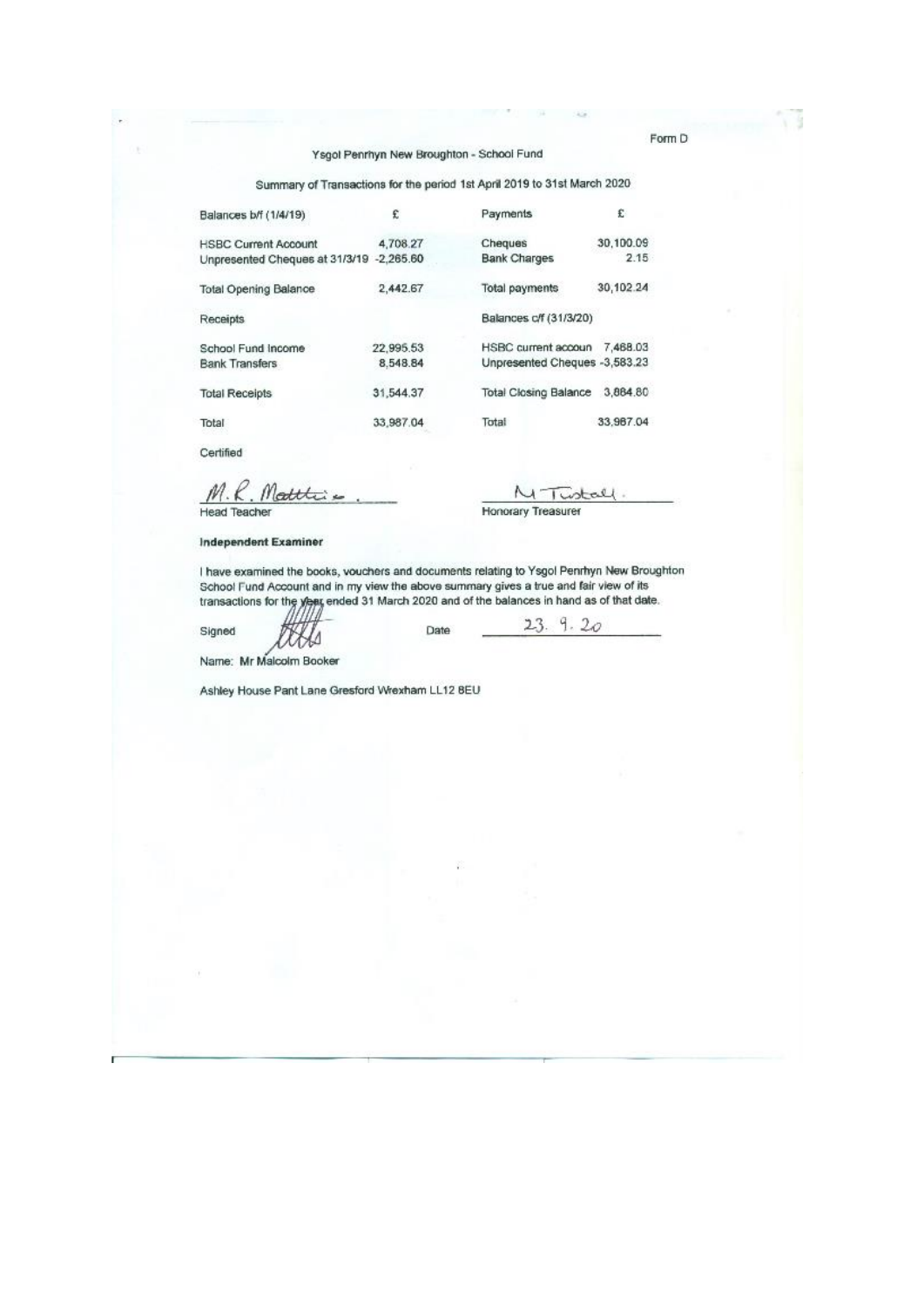Form D

Ysgol Penrhyn New Broughton - School Fund

Summary of Transactions for the period 1st April 2019 to 31st March 2020

| Balances b/f (1/4/19) | £ | Payments | £ |
|---|---|---|---|
| HSBC Current Account | 4,708.27 | Cheques | 30,100.09 |
| Unpresented Cheques at 31/3/19 | -2,265.60 | Bank Charges | 2.15 |
| Total Opening Balance | 2,442.67 | Total payments | 30,102.24 |
| Receipts | | Balances c/f (31/3/20) | |
| School Fund Income | 22,995.53 | HSBC current accoun | 7,468.03 |
| Bank Transfers | 8,548.84 | Unpresented Cheques | -3,583.23 |
| Total Receipts | 31,544.37 | Total Closing Balance | 3,884.80 |
| Total | 33,987.04 | Total | 33,987.04 |

Certified

M. R. Matthias
Head Teacher

M Tunstall.
Honorary Treasurer

**Independent Examiner**

I have examined the books, vouchers and documents relating to Ysgol Penrhyn New Broughton School Fund Account and in my view the above summary gives a true and fair view of its transactions for the year ended 31 March 2020 and of the balances in hand as of that date.

Signed ______ Date 23. 9. 20

Name: Mr Malcolm Booker

Ashley House Pant Lane Gresford Wrexham LL12 8EU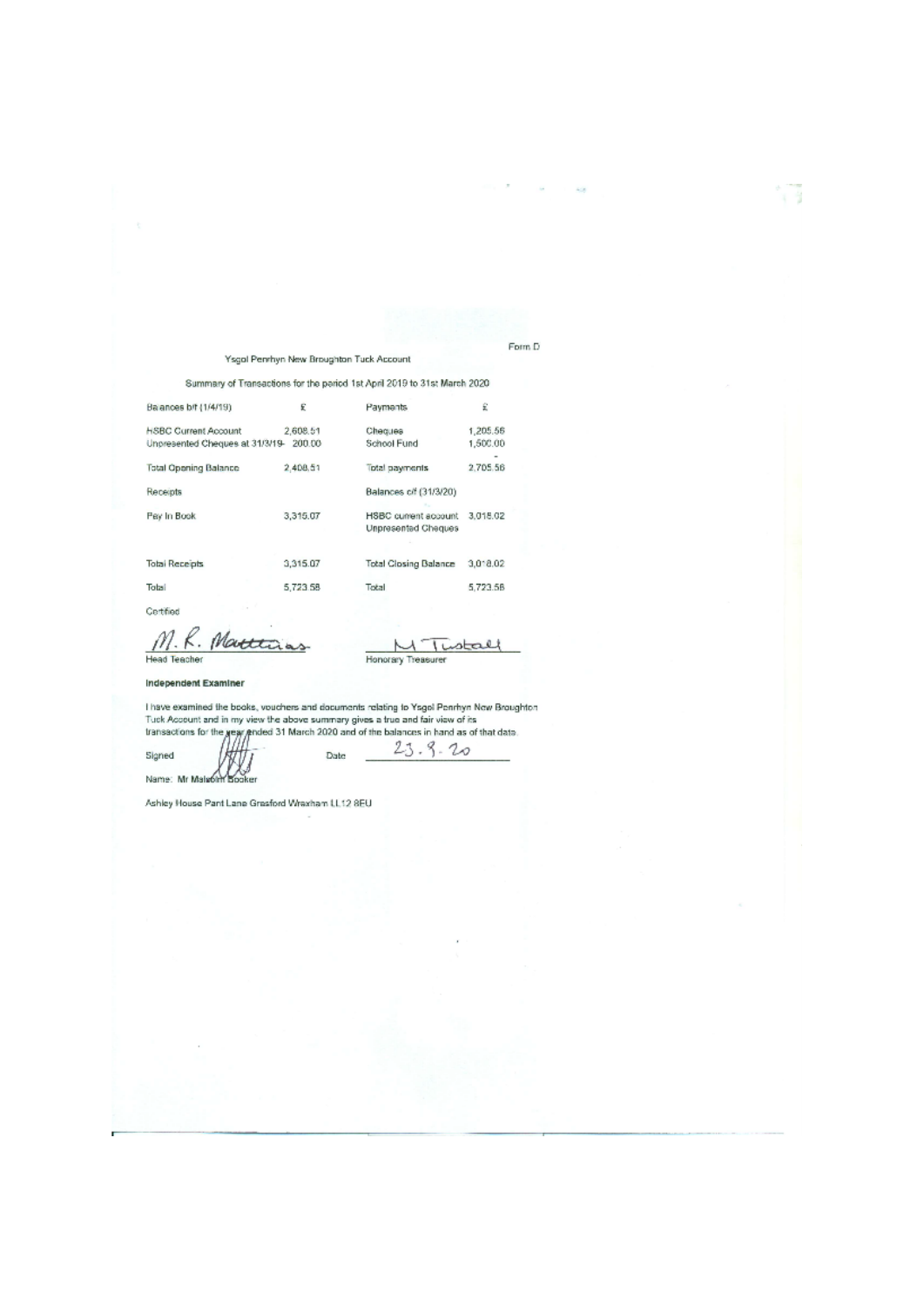Form D

Ysgol Penrhyn New Broughton Tuck Account

Summary of Transactions for the period 1st April 2019 to 31st March 2020

| Balances b/f (1/4/19) | £ | Payments | £ |
|---|---|---|---|
| HSBC Current Account | 2,608.51 | Cheques | 1,205.56 |
| Unpresented Cheques at 31/3/19 | - 200.00 | School Fund | 1,500.00 |
| Total Opening Balance | 2,408.51 | Total payments | 2,705.56 |
| Receipts | | Balances c/f (31/3/20) | |
| Pay In Book | 3,315.07 | HSBC current account<br>Unpresented Cheques | 3,018.02 |
| Total Receipts | 3,315.07 | Total Closing Balance | 3,018.02 |
| Total | 5,723.58 | Total | 5,723.58 |

Certified

M. R. Matthias
Head Teacher

M Tustall
Honorary Treasurer

**Independent Examiner**

I have examined the books, vouchers and documents relating to Ysgol Penrhyn New Broughton Tuck Account and in my view the above summary gives a true and fair view of its transactions for the year ended 31 March 2020 and of the balances in hand as of that date.

Signed _______ Date 23.9.20

Name: Mr Malcolm Booker

Ashley House Pant Lane Gresford Wrexham LL12 8EU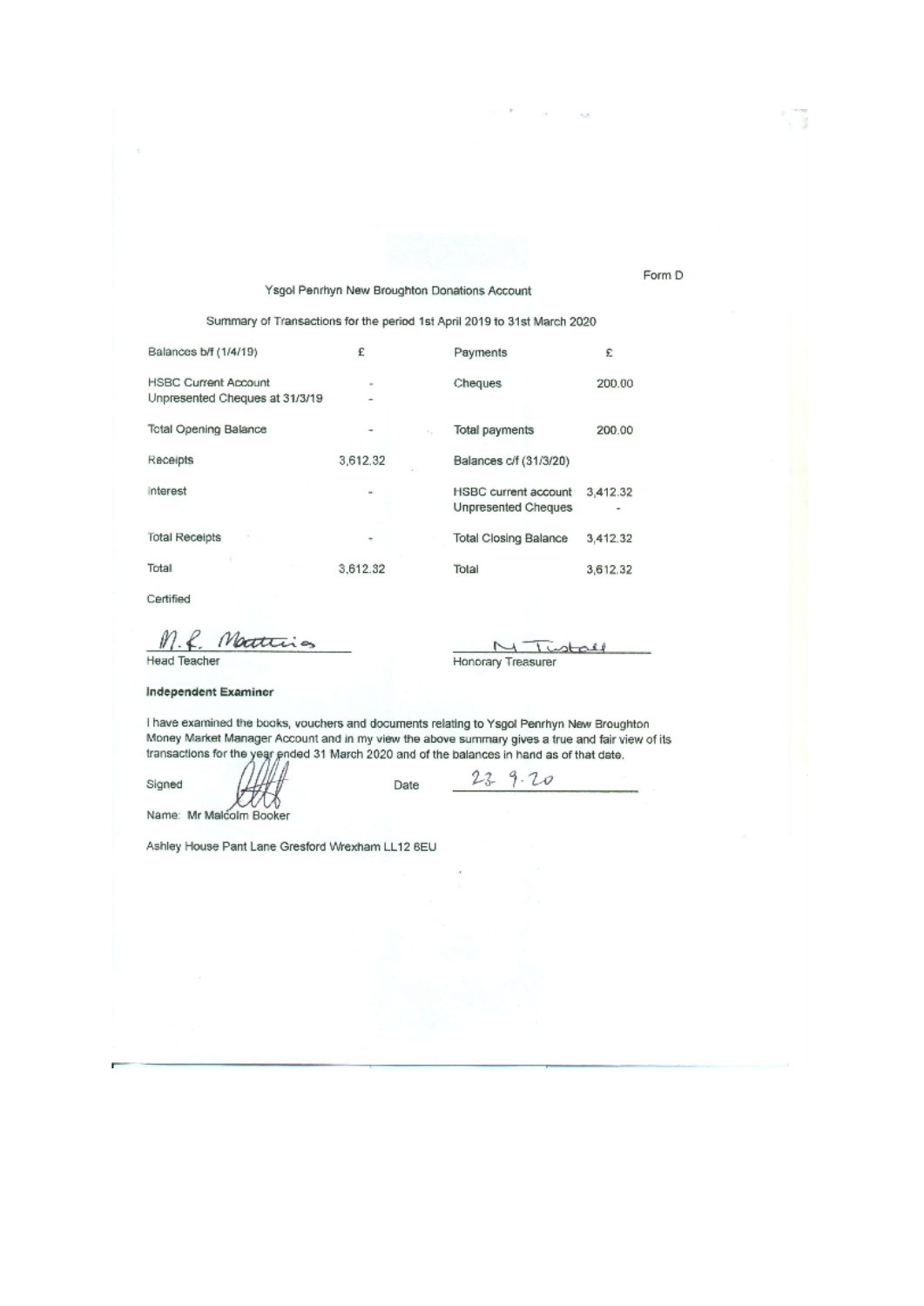Form D

Ysgol Penrhyn New Broughton Donations Account

Summary of Transactions for the period 1st April 2019 to 31st March 2020

| Balances b/f (1/4/19) | £ | Payments | £ |
|---|---|---|---|
| HSBC Current Account<br>Unpresented Cheques at 31/3/19 | -<br>- | Cheques | 200.00 |
| Total Opening Balance | - | Total payments | 200.00 |
| Receipts | 3,612.32 | Balances c/f (31/3/20) | |
| Interest | - | HSBC current account<br>Unpresented Cheques | 3,412.32<br>- |
| Total Receipts | - | Total Closing Balance | 3,412.32 |
| Total | 3,612.32 | Total | 3,612.32 |

Certified

M. R. Matthias
Head Teacher

M Tunstall
Honorary Treasurer

**Independent Examiner**

I have examined the books, vouchers and documents relating to Ysgol Penrhyn New Broughton Money Market Manager Account and in my view the above summary gives a true and fair view of its transactions for the year ended 31 March 2020 and of the balances in hand as of that date.

Signed

Date 23. 9. 20

Name: Mr Malcolm Booker

Ashley House Pant Lane Gresford Wrexham LL12 8EU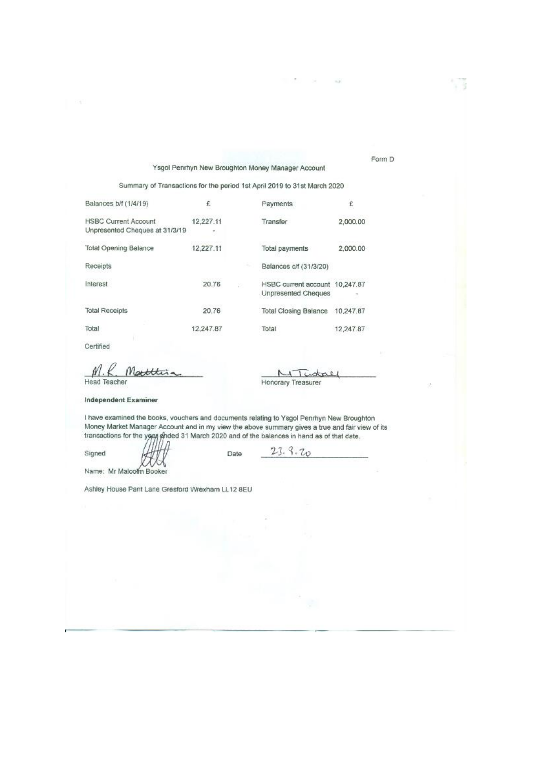Form D

Ysgol Penrhyn New Broughton Money Manager Account

Summary of Transactions for the period 1st April 2019 to 31st March 2020

| | | | |
|---|---|---|---|
| Balances b/f (1/4/19) | £ | Payments | £ |
| HSBC Current Account<br>Unpresented Cheques at 31/3/19 | 12,227.11<br>- | Transfer | 2,000.00 |
| Total Opening Balance | 12,227.11 | Total payments | 2,000.00 |
| Receipts | | Balances c/f (31/3/20) | |
| Interest | 20.76 | HSBC current account<br>Unpresented Cheques | 10,247.87<br>- |
| Total Receipts | 20.76 | Total Closing Balance | 10,247.87 |
| Total | 12,247.87 | Total | 12,247.87 |

Certified

M.R. Matthias
Head Teacher

M Tindall
Honorary Treasurer

**Independent Examiner**

I have examined the books, vouchers and documents relating to Ysgol Penrhyn New Broughton Money Market Manager Account and in my view the above summary gives a true and fair view of its transactions for the year ended 31 March 2020 and of the balances in hand as of that date.

Signed Date 23.9.20

Name: Mr Malcolm Booker

Ashley House Pant Lane Gresford Wrexham LL12 8EU